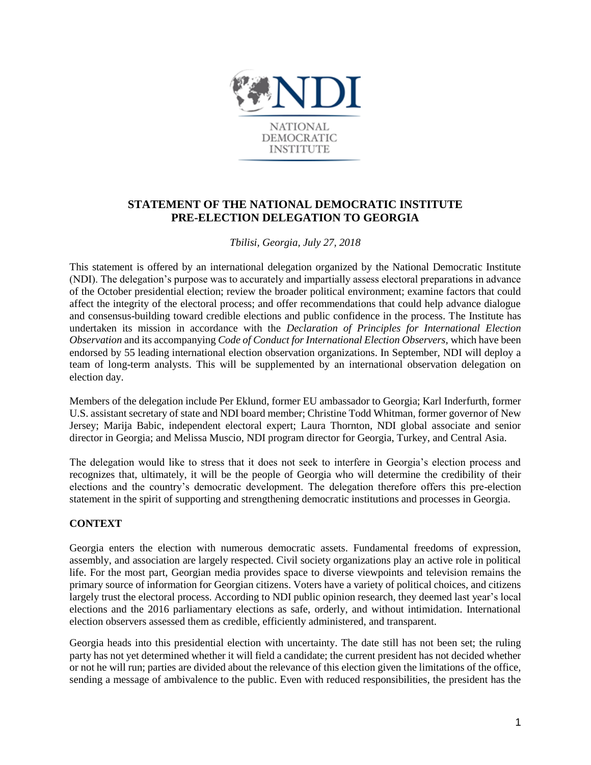NDI

NATIONAL DEMOCRATIC INSTITUTE

# STATEMENT OF THE NATIONAL DEMOCRATIC INSTITUTE PRE-ELECTION DELEGATION TO GEORGIA

*Tbilisi, Georgia, July 27, 2018*

This statement is offered by an international delegation organized by the National Democratic Institute (NDI). The delegation's purpose was to accurately and impartially assess electoral preparations in advance of the October presidential election; review the broader political environment; examine factors that could affect the integrity of the electoral process; and offer recommendations that could help advance dialogue and consensus-building toward credible elections and public confidence in the process. The Institute has undertaken its mission in accordance with the *Declaration of Principles for International Election Observation* and its accompanying *Code of Conduct for International Election Observers*, which have been endorsed by 55 leading international election observation organizations. In September, NDI will deploy a team of long-term analysts. This will be supplemented by an international observation delegation on election day.

Members of the delegation include Per Eklund, former EU ambassador to Georgia; Karl Inderfurth, former U.S. assistant secretary of state and NDI board member; Christine Todd Whitman, former governor of New Jersey; Marija Babic, independent electoral expert; Laura Thornton, NDI global associate and senior director in Georgia; and Melissa Muscio, NDI program director for Georgia, Turkey, and Central Asia.

The delegation would like to stress that it does not seek to interfere in Georgia's election process and recognizes that, ultimately, it will be the people of Georgia who will determine the credibility of their elections and the country's democratic development. The delegation therefore offers this pre-election statement in the spirit of supporting and strengthening democratic institutions and processes in Georgia.

## CONTEXT

Georgia enters the election with numerous democratic assets. Fundamental freedoms of expression, assembly, and association are largely respected. Civil society organizations play an active role in political life. For the most part, Georgian media provides space to diverse viewpoints and television remains the primary source of information for Georgian citizens. Voters have a variety of political choices, and citizens largely trust the electoral process. According to NDI public opinion research, they deemed last year's local elections and the 2016 parliamentary elections as safe, orderly, and without intimidation. International election observers assessed them as credible, efficiently administered, and transparent.

Georgia heads into this presidential election with uncertainty. The date still has not been set; the ruling party has not yet determined whether it will field a candidate; the current president has not decided whether or not he will run; parties are divided about the relevance of this election given the limitations of the office, sending a message of ambivalence to the public. Even with reduced responsibilities, the president has the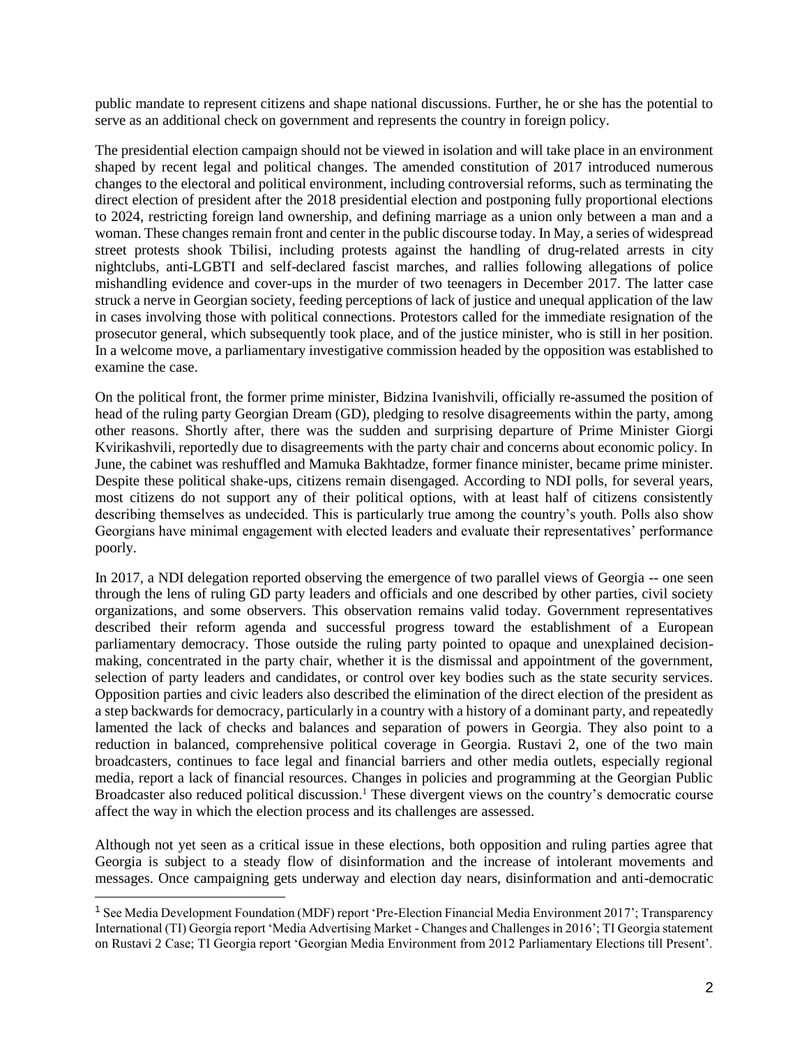public mandate to represent citizens and shape national discussions. Further, he or she has the potential to serve as an additional check on government and represents the country in foreign policy.

The presidential election campaign should not be viewed in isolation and will take place in an environment shaped by recent legal and political changes. The amended constitution of 2017 introduced numerous changes to the electoral and political environment, including controversial reforms, such as terminating the direct election of president after the 2018 presidential election and postponing fully proportional elections to 2024, restricting foreign land ownership, and defining marriage as a union only between a man and a woman. These changes remain front and center in the public discourse today. In May, a series of widespread street protests shook Tbilisi, including protests against the handling of drug-related arrests in city nightclubs, anti-LGBTI and self-declared fascist marches, and rallies following allegations of police mishandling evidence and cover-ups in the murder of two teenagers in December 2017. The latter case struck a nerve in Georgian society, feeding perceptions of lack of justice and unequal application of the law in cases involving those with political connections. Protestors called for the immediate resignation of the prosecutor general, which subsequently took place, and of the justice minister, who is still in her position. In a welcome move, a parliamentary investigative commission headed by the opposition was established to examine the case.

On the political front, the former prime minister, Bidzina Ivanishvili, officially re-assumed the position of head of the ruling party Georgian Dream (GD), pledging to resolve disagreements within the party, among other reasons. Shortly after, there was the sudden and surprising departure of Prime Minister Giorgi Kvirikashvili, reportedly due to disagreements with the party chair and concerns about economic policy. In June, the cabinet was reshuffled and Mamuka Bakhtadze, former finance minister, became prime minister. Despite these political shake-ups, citizens remain disengaged. According to NDI polls, for several years, most citizens do not support any of their political options, with at least half of citizens consistently describing themselves as undecided. This is particularly true among the country's youth. Polls also show Georgians have minimal engagement with elected leaders and evaluate their representatives' performance poorly.

In 2017, a NDI delegation reported observing the emergence of two parallel views of Georgia -- one seen through the lens of ruling GD party leaders and officials and one described by other parties, civil society organizations, and some observers. This observation remains valid today. Government representatives described their reform agenda and successful progress toward the establishment of a European parliamentary democracy. Those outside the ruling party pointed to opaque and unexplained decision-making, concentrated in the party chair, whether it is the dismissal and appointment of the government, selection of party leaders and candidates, or control over key bodies such as the state security services. Opposition parties and civic leaders also described the elimination of the direct election of the president as a step backwards for democracy, particularly in a country with a history of a dominant party, and repeatedly lamented the lack of checks and balances and separation of powers in Georgia. They also point to a reduction in balanced, comprehensive political coverage in Georgia. Rustavi 2, one of the two main broadcasters, continues to face legal and financial barriers and other media outlets, especially regional media, report a lack of financial resources. Changes in policies and programming at the Georgian Public Broadcaster also reduced political discussion.[1] These divergent views on the country's democratic course affect the way in which the election process and its challenges are assessed.

Although not yet seen as a critical issue in these elections, both opposition and ruling parties agree that Georgia is subject to a steady flow of disinformation and the increase of intolerant movements and messages. Once campaigning gets underway and election day nears, disinformation and anti-democratic

[1] See Media Development Foundation (MDF) report 'Pre-Election Financial Media Environment 2017'; Transparency International (TI) Georgia report 'Media Advertising Market - Changes and Challenges in 2016'; TI Georgia statement on Rustavi 2 Case; TI Georgia report 'Georgian Media Environment from 2012 Parliamentary Elections till Present'.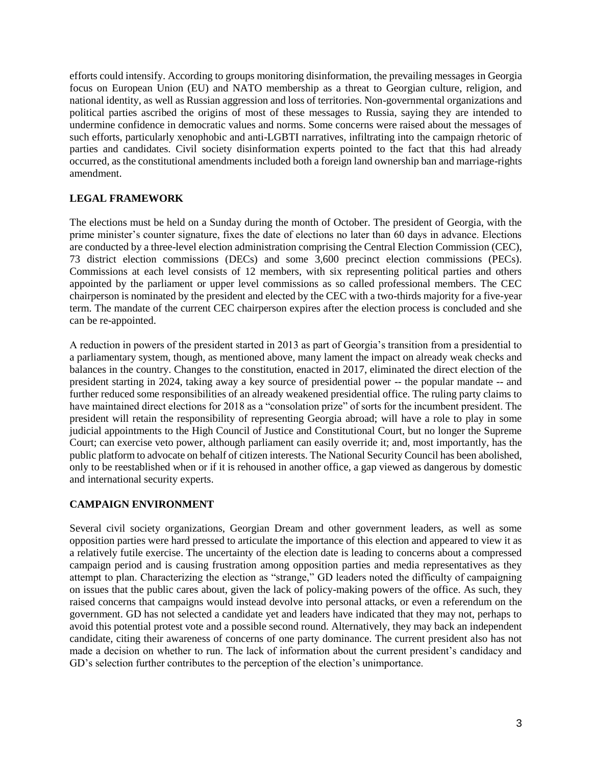efforts could intensify. According to groups monitoring disinformation, the prevailing messages in Georgia focus on European Union (EU) and NATO membership as a threat to Georgian culture, religion, and national identity, as well as Russian aggression and loss of territories. Non-governmental organizations and political parties ascribed the origins of most of these messages to Russia, saying they are intended to undermine confidence in democratic values and norms. Some concerns were raised about the messages of such efforts, particularly xenophobic and anti-LGBTI narratives, infiltrating into the campaign rhetoric of parties and candidates. Civil society disinformation experts pointed to the fact that this had already occurred, as the constitutional amendments included both a foreign land ownership ban and marriage-rights amendment.

## LEGAL FRAMEWORK

The elections must be held on a Sunday during the month of October. The president of Georgia, with the prime minister's counter signature, fixes the date of elections no later than 60 days in advance. Elections are conducted by a three-level election administration comprising the Central Election Commission (CEC), 73 district election commissions (DECs) and some 3,600 precinct election commissions (PECs). Commissions at each level consists of 12 members, with six representing political parties and others appointed by the parliament or upper level commissions as so called professional members. The CEC chairperson is nominated by the president and elected by the CEC with a two-thirds majority for a five-year term. The mandate of the current CEC chairperson expires after the election process is concluded and she can be re-appointed.

A reduction in powers of the president started in 2013 as part of Georgia's transition from a presidential to a parliamentary system, though, as mentioned above, many lament the impact on already weak checks and balances in the country. Changes to the constitution, enacted in 2017, eliminated the direct election of the president starting in 2024, taking away a key source of presidential power -- the popular mandate -- and further reduced some responsibilities of an already weakened presidential office. The ruling party claims to have maintained direct elections for 2018 as a "consolation prize" of sorts for the incumbent president. The president will retain the responsibility of representing Georgia abroad; will have a role to play in some judicial appointments to the High Council of Justice and Constitutional Court, but no longer the Supreme Court; can exercise veto power, although parliament can easily override it; and, most importantly, has the public platform to advocate on behalf of citizen interests. The National Security Council has been abolished, only to be reestablished when or if it is rehoused in another office, a gap viewed as dangerous by domestic and international security experts.

## CAMPAIGN ENVIRONMENT

Several civil society organizations, Georgian Dream and other government leaders, as well as some opposition parties were hard pressed to articulate the importance of this election and appeared to view it as a relatively futile exercise. The uncertainty of the election date is leading to concerns about a compressed campaign period and is causing frustration among opposition parties and media representatives as they attempt to plan. Characterizing the election as "strange," GD leaders noted the difficulty of campaigning on issues that the public cares about, given the lack of policy-making powers of the office. As such, they raised concerns that campaigns would instead devolve into personal attacks, or even a referendum on the government. GD has not selected a candidate yet and leaders have indicated that they may not, perhaps to avoid this potential protest vote and a possible second round. Alternatively, they may back an independent candidate, citing their awareness of concerns of one party dominance. The current president also has not made a decision on whether to run. The lack of information about the current president's candidacy and GD's selection further contributes to the perception of the election's unimportance.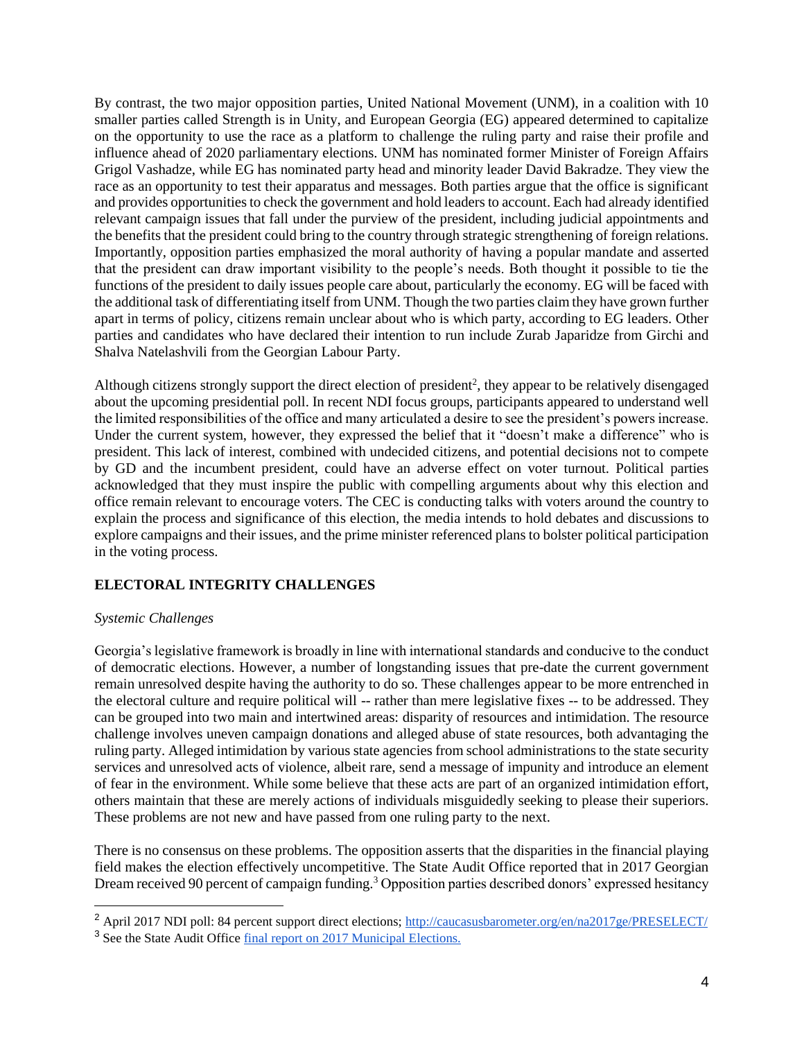By contrast, the two major opposition parties, United National Movement (UNM), in a coalition with 10 smaller parties called Strength is in Unity, and European Georgia (EG) appeared determined to capitalize on the opportunity to use the race as a platform to challenge the ruling party and raise their profile and influence ahead of 2020 parliamentary elections. UNM has nominated former Minister of Foreign Affairs Grigol Vashadze, while EG has nominated party head and minority leader David Bakradze. They view the race as an opportunity to test their apparatus and messages. Both parties argue that the office is significant and provides opportunities to check the government and hold leaders to account. Each had already identified relevant campaign issues that fall under the purview of the president, including judicial appointments and the benefits that the president could bring to the country through strategic strengthening of foreign relations. Importantly, opposition parties emphasized the moral authority of having a popular mandate and asserted that the president can draw important visibility to the people's needs. Both thought it possible to tie the functions of the president to daily issues people care about, particularly the economy. EG will be faced with the additional task of differentiating itself from UNM. Though the two parties claim they have grown further apart in terms of policy, citizens remain unclear about who is which party, according to EG leaders. Other parties and candidates who have declared their intention to run include Zurab Japaridze from Girchi and Shalva Natelashvili from the Georgian Labour Party.

Although citizens strongly support the direct election of president[2], they appear to be relatively disengaged about the upcoming presidential poll. In recent NDI focus groups, participants appeared to understand well the limited responsibilities of the office and many articulated a desire to see the president's powers increase. Under the current system, however, they expressed the belief that it "doesn't make a difference" who is president. This lack of interest, combined with undecided citizens, and potential decisions not to compete by GD and the incumbent president, could have an adverse effect on voter turnout. Political parties acknowledged that they must inspire the public with compelling arguments about why this election and office remain relevant to encourage voters. The CEC is conducting talks with voters around the country to explain the process and significance of this election, the media intends to hold debates and discussions to explore campaigns and their issues, and the prime minister referenced plans to bolster political participation in the voting process.

## ELECTORAL INTEGRITY CHALLENGES

*Systemic Challenges*

Georgia's legislative framework is broadly in line with international standards and conducive to the conduct of democratic elections. However, a number of longstanding issues that pre-date the current government remain unresolved despite having the authority to do so. These challenges appear to be more entrenched in the electoral culture and require political will -- rather than mere legislative fixes -- to be addressed. They can be grouped into two main and intertwined areas: disparity of resources and intimidation. The resource challenge involves uneven campaign donations and alleged abuse of state resources, both advantaging the ruling party. Alleged intimidation by various state agencies from school administrations to the state security services and unresolved acts of violence, albeit rare, send a message of impunity and introduce an element of fear in the environment. While some believe that these acts are part of an organized intimidation effort, others maintain that these are merely actions of individuals misguidedly seeking to please their superiors. These problems are not new and have passed from one ruling party to the next.

There is no consensus on these problems. The opposition asserts that the disparities in the financial playing field makes the election effectively uncompetitive. The State Audit Office reported that in 2017 Georgian Dream received 90 percent of campaign funding.[3] Opposition parties described donors' expressed hesitancy

---

[2] April 2017 NDI poll: 84 percent support direct elections; http://caucasusbarometer.org/en/na2017ge/PRESELECT/

[3] See the State Audit Office final report on 2017 Municipal Elections.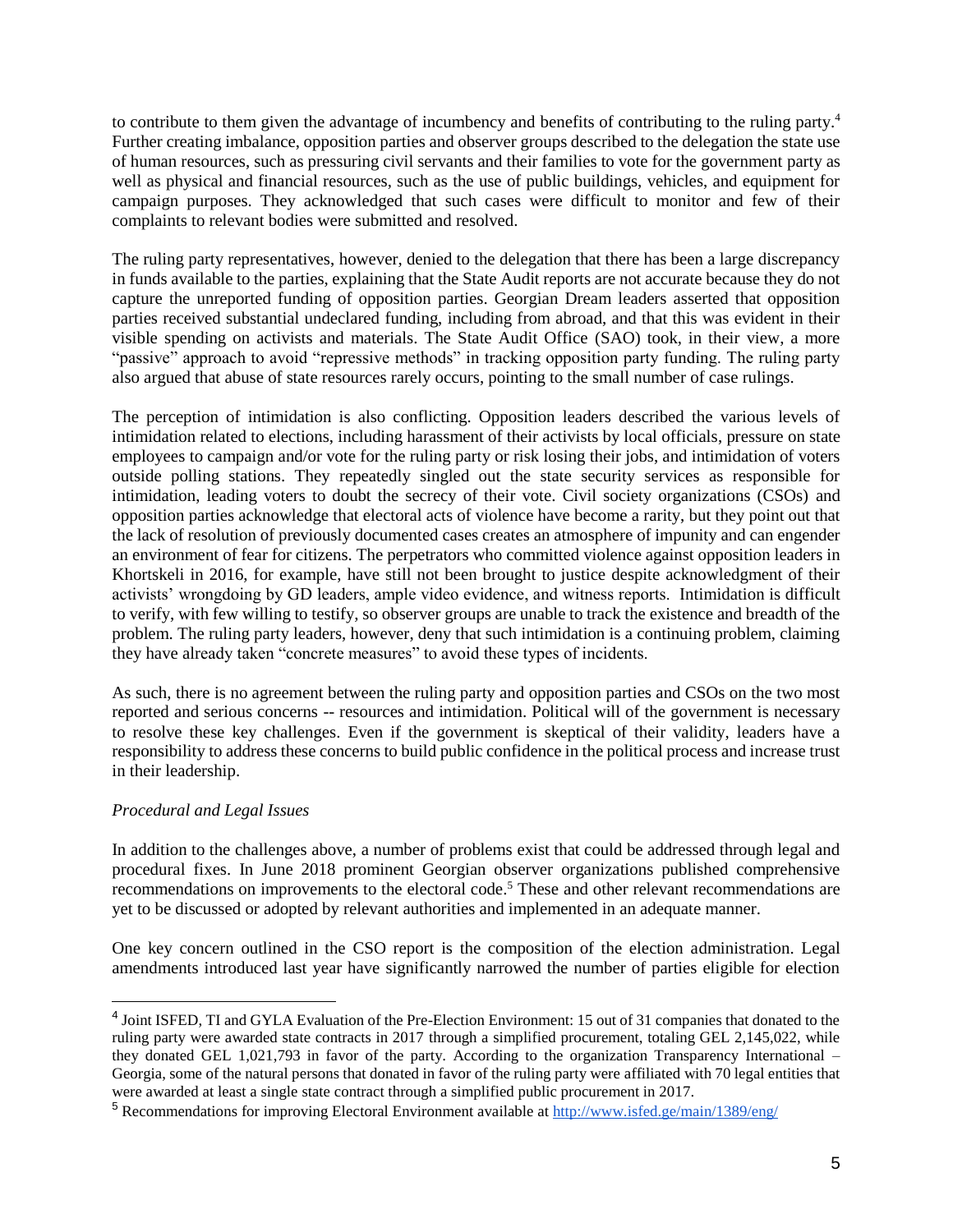to contribute to them given the advantage of incumbency and benefits of contributing to the ruling party.[4] Further creating imbalance, opposition parties and observer groups described to the delegation the state use of human resources, such as pressuring civil servants and their families to vote for the government party as well as physical and financial resources, such as the use of public buildings, vehicles, and equipment for campaign purposes. They acknowledged that such cases were difficult to monitor and few of their complaints to relevant bodies were submitted and resolved.

The ruling party representatives, however, denied to the delegation that there has been a large discrepancy in funds available to the parties, explaining that the State Audit reports are not accurate because they do not capture the unreported funding of opposition parties. Georgian Dream leaders asserted that opposition parties received substantial undeclared funding, including from abroad, and that this was evident in their visible spending on activists and materials. The State Audit Office (SAO) took, in their view, a more "passive" approach to avoid "repressive methods" in tracking opposition party funding. The ruling party also argued that abuse of state resources rarely occurs, pointing to the small number of case rulings.

The perception of intimidation is also conflicting. Opposition leaders described the various levels of intimidation related to elections, including harassment of their activists by local officials, pressure on state employees to campaign and/or vote for the ruling party or risk losing their jobs, and intimidation of voters outside polling stations. They repeatedly singled out the state security services as responsible for intimidation, leading voters to doubt the secrecy of their vote. Civil society organizations (CSOs) and opposition parties acknowledge that electoral acts of violence have become a rarity, but they point out that the lack of resolution of previously documented cases creates an atmosphere of impunity and can engender an environment of fear for citizens. The perpetrators who committed violence against opposition leaders in Khortskeli in 2016, for example, have still not been brought to justice despite acknowledgment of their activists' wrongdoing by GD leaders, ample video evidence, and witness reports. Intimidation is difficult to verify, with few willing to testify, so observer groups are unable to track the existence and breadth of the problem. The ruling party leaders, however, deny that such intimidation is a continuing problem, claiming they have already taken "concrete measures" to avoid these types of incidents.

As such, there is no agreement between the ruling party and opposition parties and CSOs on the two most reported and serious concerns -- resources and intimidation. Political will of the government is necessary to resolve these key challenges. Even if the government is skeptical of their validity, leaders have a responsibility to address these concerns to build public confidence in the political process and increase trust in their leadership.

*Procedural and Legal Issues*

In addition to the challenges above, a number of problems exist that could be addressed through legal and procedural fixes. In June 2018 prominent Georgian observer organizations published comprehensive recommendations on improvements to the electoral code.[5] These and other relevant recommendations are yet to be discussed or adopted by relevant authorities and implemented in an adequate manner.

One key concern outlined in the CSO report is the composition of the election administration. Legal amendments introduced last year have significantly narrowed the number of parties eligible for election

---

[4] Joint ISFED, TI and GYLA Evaluation of the Pre-Election Environment: 15 out of 31 companies that donated to the ruling party were awarded state contracts in 2017 through a simplified procurement, totaling GEL 2,145,022, while they donated GEL 1,021,793 in favor of the party. According to the organization Transparency International – Georgia, some of the natural persons that donated in favor of the ruling party were affiliated with 70 legal entities that were awarded at least a single state contract through a simplified public procurement in 2017.

[5] Recommendations for improving Electoral Environment available at http://www.isfed.ge/main/1389/eng/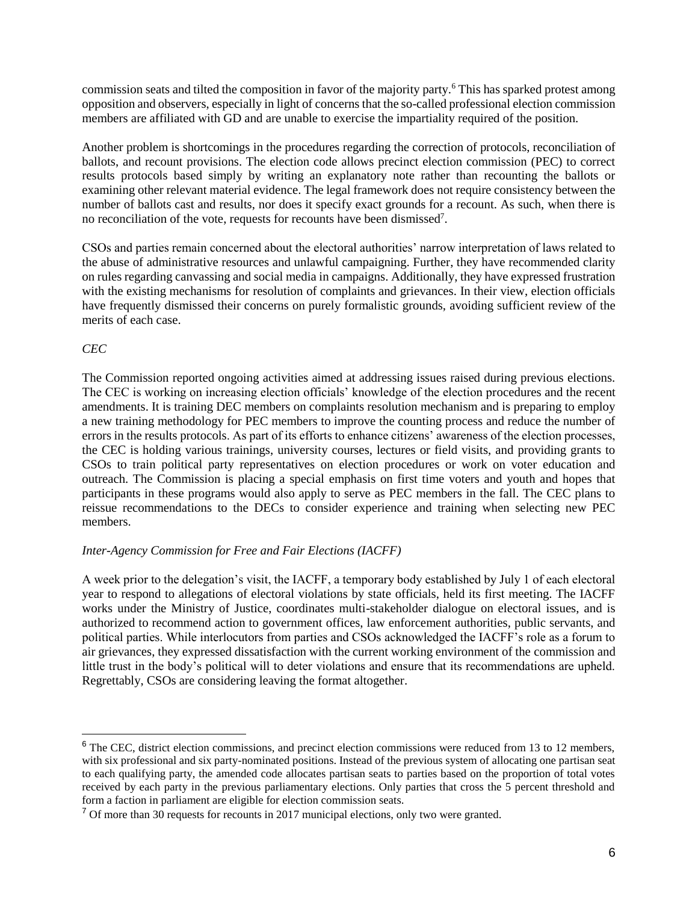commission seats and tilted the composition in favor of the majority party.[6] This has sparked protest among opposition and observers, especially in light of concerns that the so-called professional election commission members are affiliated with GD and are unable to exercise the impartiality required of the position.

Another problem is shortcomings in the procedures regarding the correction of protocols, reconciliation of ballots, and recount provisions. The election code allows precinct election commission (PEC) to correct results protocols based simply by writing an explanatory note rather than recounting the ballots or examining other relevant material evidence. The legal framework does not require consistency between the number of ballots cast and results, nor does it specify exact grounds for a recount. As such, when there is no reconciliation of the vote, requests for recounts have been dismissed[7].

CSOs and parties remain concerned about the electoral authorities' narrow interpretation of laws related to the abuse of administrative resources and unlawful campaigning. Further, they have recommended clarity on rules regarding canvassing and social media in campaigns. Additionally, they have expressed frustration with the existing mechanisms for resolution of complaints and grievances. In their view, election officials have frequently dismissed their concerns on purely formalistic grounds, avoiding sufficient review of the merits of each case.

*CEC*

The Commission reported ongoing activities aimed at addressing issues raised during previous elections. The CEC is working on increasing election officials' knowledge of the election procedures and the recent amendments. It is training DEC members on complaints resolution mechanism and is preparing to employ a new training methodology for PEC members to improve the counting process and reduce the number of errors in the results protocols. As part of its efforts to enhance citizens' awareness of the election processes, the CEC is holding various trainings, university courses, lectures or field visits, and providing grants to CSOs to train political party representatives on election procedures or work on voter education and outreach. The Commission is placing a special emphasis on first time voters and youth and hopes that participants in these programs would also apply to serve as PEC members in the fall. The CEC plans to reissue recommendations to the DECs to consider experience and training when selecting new PEC members.

*Inter-Agency Commission for Free and Fair Elections (IACFF)*

A week prior to the delegation's visit, the IACFF, a temporary body established by July 1 of each electoral year to respond to allegations of electoral violations by state officials, held its first meeting. The IACFF works under the Ministry of Justice, coordinates multi-stakeholder dialogue on electoral issues, and is authorized to recommend action to government offices, law enforcement authorities, public servants, and political parties. While interlocutors from parties and CSOs acknowledged the IACFF's role as a forum to air grievances, they expressed dissatisfaction with the current working environment of the commission and little trust in the body's political will to deter violations and ensure that its recommendations are upheld. Regrettably, CSOs are considering leaving the format altogether.

---

[6] The CEC, district election commissions, and precinct election commissions were reduced from 13 to 12 members, with six professional and six party-nominated positions. Instead of the previous system of allocating one partisan seat to each qualifying party, the amended code allocates partisan seats to parties based on the proportion of total votes received by each party in the previous parliamentary elections. Only parties that cross the 5 percent threshold and form a faction in parliament are eligible for election commission seats.

[7] Of more than 30 requests for recounts in 2017 municipal elections, only two were granted.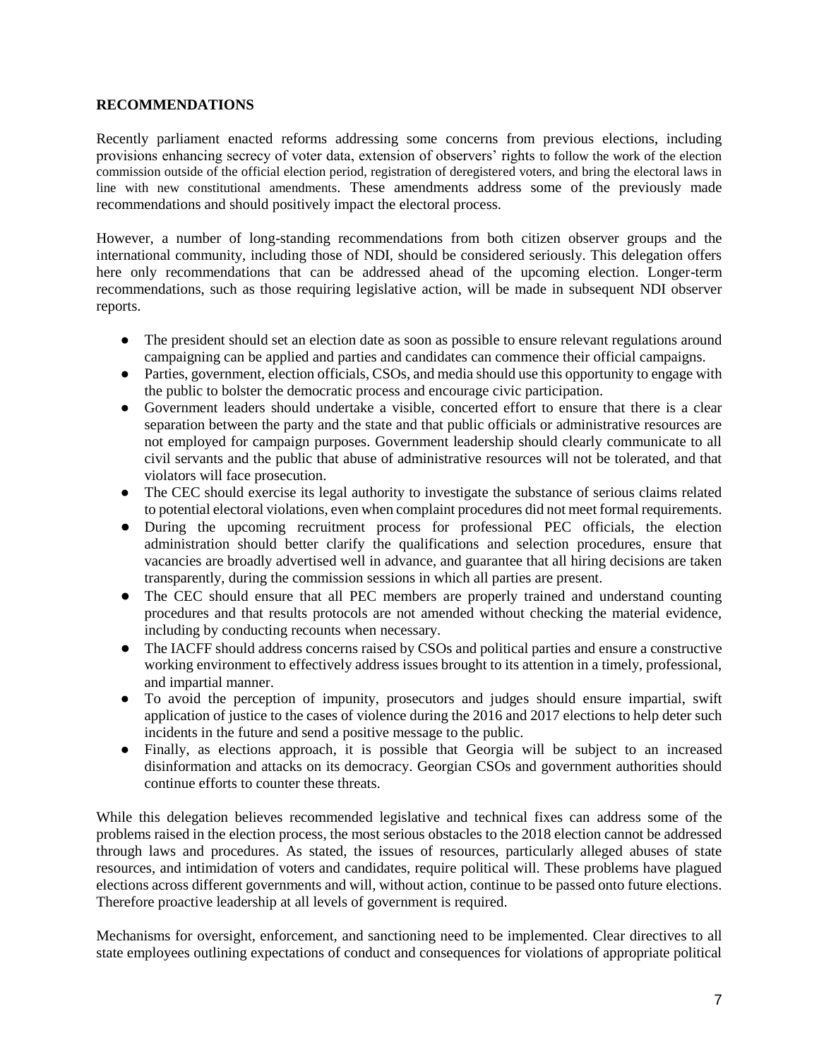**RECOMMENDATIONS**

Recently parliament enacted reforms addressing some concerns from previous elections, including provisions enhancing secrecy of voter data, extension of observers' rights to follow the work of the election commission outside of the official election period, registration of deregistered voters, and bring the electoral laws in line with new constitutional amendments. These amendments address some of the previously made recommendations and should positively impact the electoral process.

However, a number of long-standing recommendations from both citizen observer groups and the international community, including those of NDI, should be considered seriously. This delegation offers here only recommendations that can be addressed ahead of the upcoming election. Longer-term recommendations, such as those requiring legislative action, will be made in subsequent NDI observer reports.

- The president should set an election date as soon as possible to ensure relevant regulations around campaigning can be applied and parties and candidates can commence their official campaigns.
- Parties, government, election officials, CSOs, and media should use this opportunity to engage with the public to bolster the democratic process and encourage civic participation.
- Government leaders should undertake a visible, concerted effort to ensure that there is a clear separation between the party and the state and that public officials or administrative resources are not employed for campaign purposes. Government leadership should clearly communicate to all civil servants and the public that abuse of administrative resources will not be tolerated, and that violators will face prosecution.
- The CEC should exercise its legal authority to investigate the substance of serious claims related to potential electoral violations, even when complaint procedures did not meet formal requirements.
- During the upcoming recruitment process for professional PEC officials, the election administration should better clarify the qualifications and selection procedures, ensure that vacancies are broadly advertised well in advance, and guarantee that all hiring decisions are taken transparently, during the commission sessions in which all parties are present.
- The CEC should ensure that all PEC members are properly trained and understand counting procedures and that results protocols are not amended without checking the material evidence, including by conducting recounts when necessary.
- The IACFF should address concerns raised by CSOs and political parties and ensure a constructive working environment to effectively address issues brought to its attention in a timely, professional, and impartial manner.
- To avoid the perception of impunity, prosecutors and judges should ensure impartial, swift application of justice to the cases of violence during the 2016 and 2017 elections to help deter such incidents in the future and send a positive message to the public.
- Finally, as elections approach, it is possible that Georgia will be subject to an increased disinformation and attacks on its democracy. Georgian CSOs and government authorities should continue efforts to counter these threats.

While this delegation believes recommended legislative and technical fixes can address some of the problems raised in the election process, the most serious obstacles to the 2018 election cannot be addressed through laws and procedures. As stated, the issues of resources, particularly alleged abuses of state resources, and intimidation of voters and candidates, require political will. These problems have plagued elections across different governments and will, without action, continue to be passed onto future elections. Therefore proactive leadership at all levels of government is required.

Mechanisms for oversight, enforcement, and sanctioning need to be implemented. Clear directives to all state employees outlining expectations of conduct and consequences for violations of appropriate political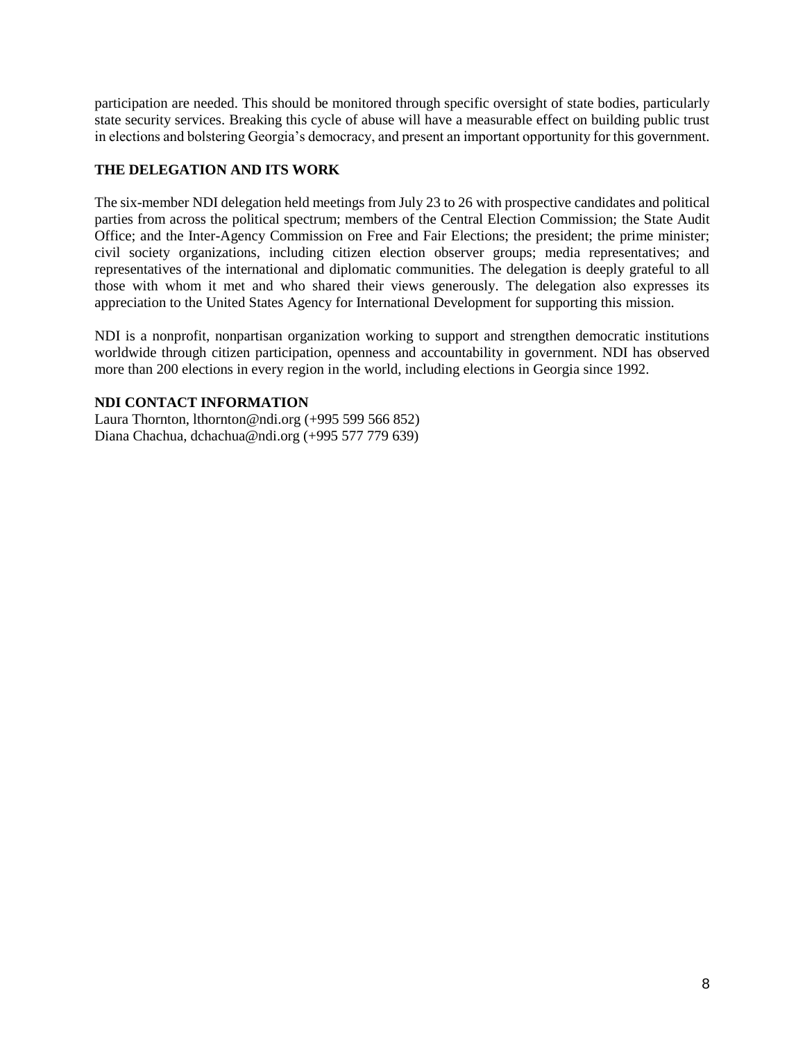participation are needed. This should be monitored through specific oversight of state bodies, particularly state security services. Breaking this cycle of abuse will have a measurable effect on building public trust in elections and bolstering Georgia's democracy, and present an important opportunity for this government.

## THE DELEGATION AND ITS WORK

The six-member NDI delegation held meetings from July 23 to 26 with prospective candidates and political parties from across the political spectrum; members of the Central Election Commission; the State Audit Office; and the Inter-Agency Commission on Free and Fair Elections; the president; the prime minister; civil society organizations, including citizen election observer groups; media representatives; and representatives of the international and diplomatic communities. The delegation is deeply grateful to all those with whom it met and who shared their views generously. The delegation also expresses its appreciation to the United States Agency for International Development for supporting this mission.

NDI is a nonprofit, nonpartisan organization working to support and strengthen democratic institutions worldwide through citizen participation, openness and accountability in government. NDI has observed more than 200 elections in every region in the world, including elections in Georgia since 1992.

## NDI CONTACT INFORMATION

Laura Thornton, lthornton@ndi.org (+995 599 566 852)
Diana Chachua, dchachua@ndi.org (+995 577 779 639)